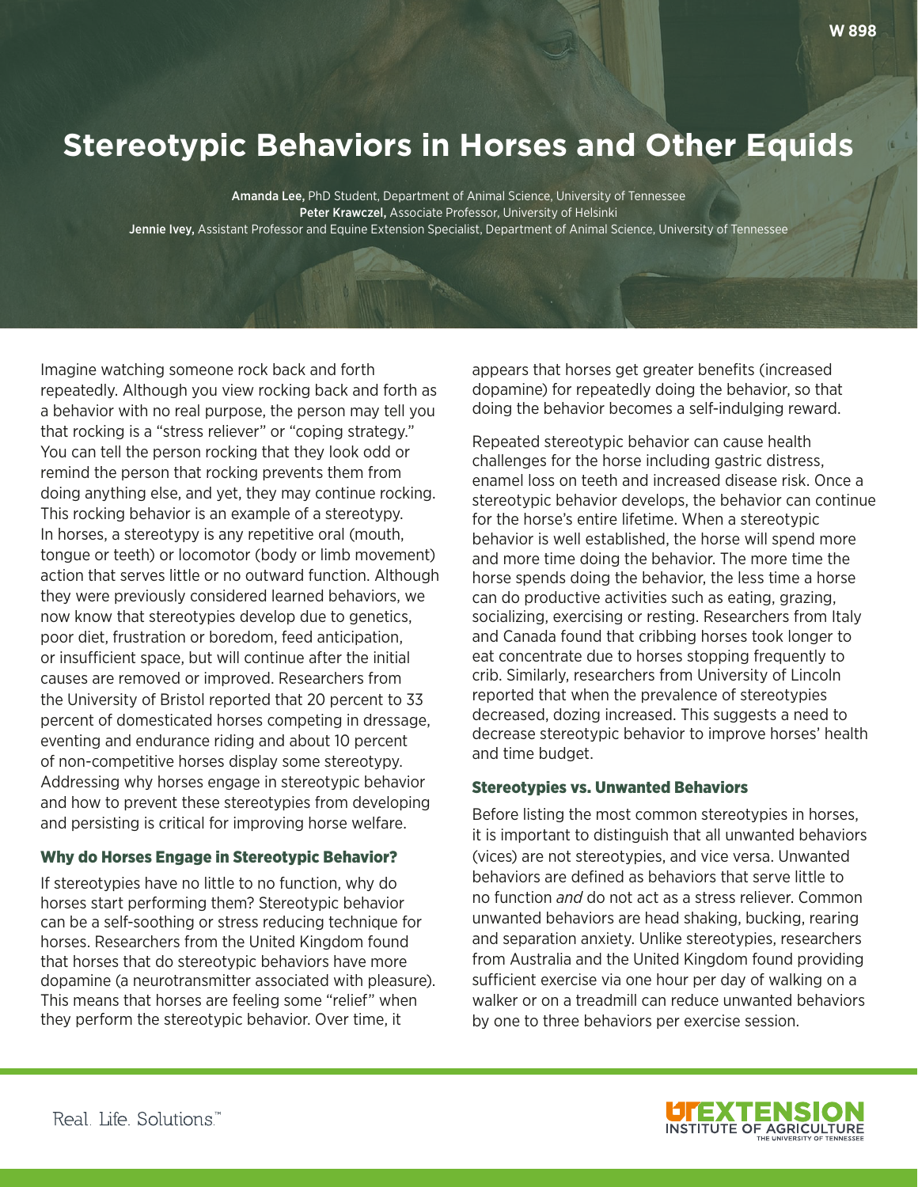# Stereotypic Behaviors in Horses and Other Equids

**Amanda Lee,** PhD Student, Department of Animal Science, University of Tennessee
**Peter Krawczel,** Associate Professor, University of Helsinki
**Jennie Ivey,** Assistant Professor and Equine Extension Specialist, Department of Animal Science, University of Tennessee

Imagine watching someone rock back and forth repeatedly. Although you view rocking back and forth as a behavior with no real purpose, the person may tell you that rocking is a "stress reliever" or "coping strategy." You can tell the person rocking that they look odd or remind the person that rocking prevents them from doing anything else, and yet, they may continue rocking. This rocking behavior is an example of a stereotypy. In horses, a stereotypy is any repetitive oral (mouth, tongue or teeth) or locomotor (body or limb movement) action that serves little or no outward function. Although they were previously considered learned behaviors, we now know that stereotypies develop due to genetics, poor diet, frustration or boredom, feed anticipation, or insufficient space, but will continue after the initial causes are removed or improved. Researchers from the University of Bristol reported that 20 percent to 33 percent of domesticated horses competing in dressage, eventing and endurance riding and about 10 percent of non-competitive horses display some stereotypy. Addressing why horses engage in stereotypic behavior and how to prevent these stereotypies from developing and persisting is critical for improving horse welfare.

## Why do Horses Engage in Stereotypic Behavior?

If stereotypies have no little to no function, why do horses start performing them? Stereotypic behavior can be a self-soothing or stress reducing technique for horses. Researchers from the United Kingdom found that horses that do stereotypic behaviors have more dopamine (a neurotransmitter associated with pleasure). This means that horses are feeling some "relief" when they perform the stereotypic behavior. Over time, it appears that horses get greater benefits (increased dopamine) for repeatedly doing the behavior, so that doing the behavior becomes a self-indulging reward.

Repeated stereotypic behavior can cause health challenges for the horse including gastric distress, enamel loss on teeth and increased disease risk. Once a stereotypic behavior develops, the behavior can continue for the horse's entire lifetime. When a stereotypic behavior is well established, the horse will spend more and more time doing the behavior. The more time the horse spends doing the behavior, the less time a horse can do productive activities such as eating, grazing, socializing, exercising or resting. Researchers from Italy and Canada found that cribbing horses took longer to eat concentrate due to horses stopping frequently to crib. Similarly, researchers from University of Lincoln reported that when the prevalence of stereotypies decreased, dozing increased. This suggests a need to decrease stereotypic behavior to improve horses' health and time budget.

## Stereotypies vs. Unwanted Behaviors

Before listing the most common stereotypies in horses, it is important to distinguish that all unwanted behaviors (vices) are not stereotypies, and vice versa. Unwanted behaviors are defined as behaviors that serve little to no function *and* do not act as a stress reliever. Common unwanted behaviors are head shaking, bucking, rearing and separation anxiety. Unlike stereotypies, researchers from Australia and the United Kingdom found providing sufficient exercise via one hour per day of walking on a walker or on a treadmill can reduce unwanted behaviors by one to three behaviors per exercise session.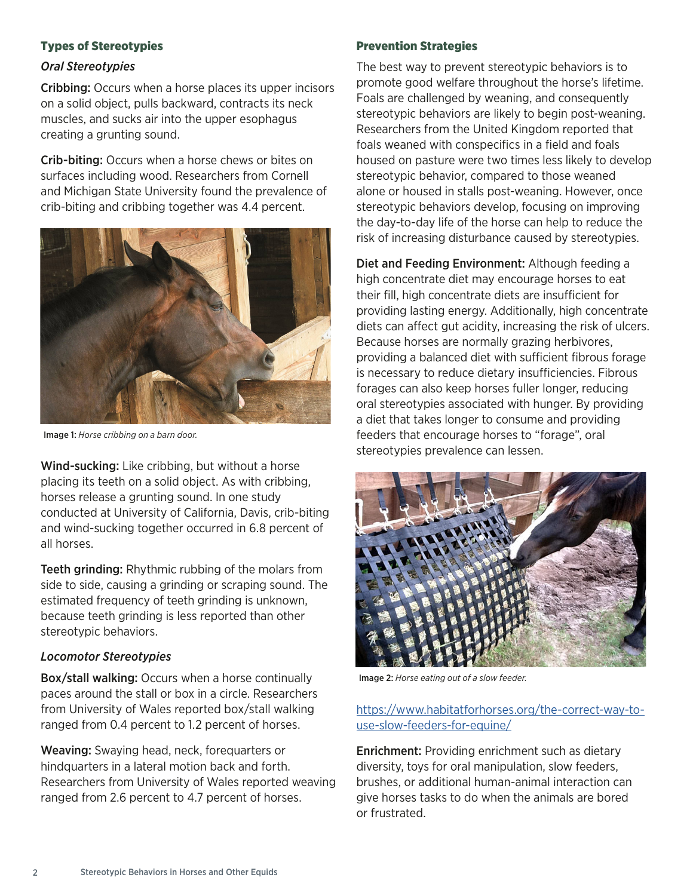## Types of Stereotypies

### *Oral Stereotypies*

**Cribbing:** Occurs when a horse places its upper incisors on a solid object, pulls backward, contracts its neck muscles, and sucks air into the upper esophagus creating a grunting sound.

**Crib-biting:** Occurs when a horse chews or bites on surfaces including wood. Researchers from Cornell and Michigan State University found the prevalence of crib-biting and cribbing together was 4.4 percent.

**Image 1:** *Horse cribbing on a barn door.*

**Wind-sucking:** Like cribbing, but without a horse placing its teeth on a solid object. As with cribbing, horses release a grunting sound. In one study conducted at University of California, Davis, crib-biting and wind-sucking together occurred in 6.8 percent of all horses.

**Teeth grinding:** Rhythmic rubbing of the molars from side to side, causing a grinding or scraping sound. The estimated frequency of teeth grinding is unknown, because teeth grinding is less reported than other stereotypic behaviors.

### *Locomotor Stereotypies*

**Box/stall walking:** Occurs when a horse continually paces around the stall or box in a circle. Researchers from University of Wales reported box/stall walking ranged from 0.4 percent to 1.2 percent of horses.

**Weaving:** Swaying head, neck, forequarters or hindquarters in a lateral motion back and forth. Researchers from University of Wales reported weaving ranged from 2.6 percent to 4.7 percent of horses.

## Prevention Strategies

The best way to prevent stereotypic behaviors is to promote good welfare throughout the horse's lifetime. Foals are challenged by weaning, and consequently stereotypic behaviors are likely to begin post-weaning. Researchers from the United Kingdom reported that foals weaned with conspecifics in a field and foals housed on pasture were two times less likely to develop stereotypic behavior, compared to those weaned alone or housed in stalls post-weaning. However, once stereotypic behaviors develop, focusing on improving the day-to-day life of the horse can help to reduce the risk of increasing disturbance caused by stereotypies.

**Diet and Feeding Environment:** Although feeding a high concentrate diet may encourage horses to eat their fill, high concentrate diets are insufficient for providing lasting energy. Additionally, high concentrate diets can affect gut acidity, increasing the risk of ulcers. Because horses are normally grazing herbivores, providing a balanced diet with sufficient fibrous forage is necessary to reduce dietary insufficiencies. Fibrous forages can also keep horses fuller longer, reducing oral stereotypies associated with hunger. By providing a diet that takes longer to consume and providing feeders that encourage horses to "forage", oral stereotypies prevalence can lessen.

**Image 2:** *Horse eating out of a slow feeder.*

https://www.habitatforhorses.org/the-correct-way-to-use-slow-feeders-for-equine/

**Enrichment:** Providing enrichment such as dietary diversity, toys for oral manipulation, slow feeders, brushes, or additional human-animal interaction can give horses tasks to do when the animals are bored or frustrated.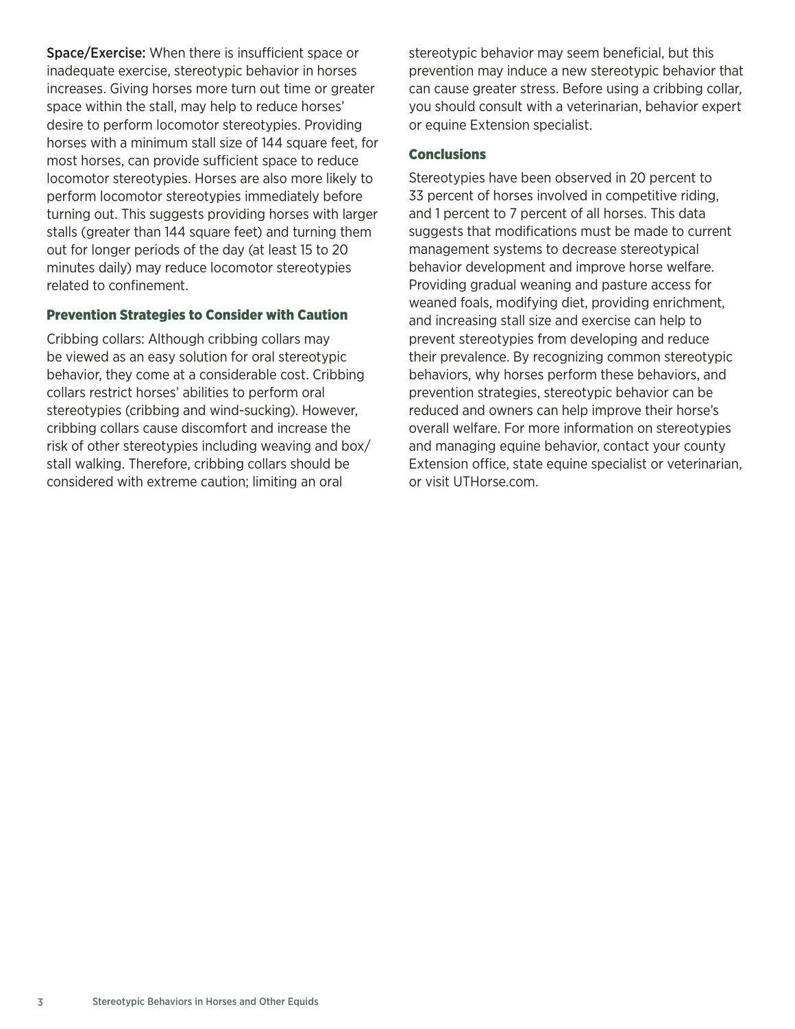**Space/Exercise:** When there is insufficient space or inadequate exercise, stereotypic behavior in horses increases. Giving horses more turn out time or greater space within the stall, may help to reduce horses' desire to perform locomotor stereotypies. Providing horses with a minimum stall size of 144 square feet, for most horses, can provide sufficient space to reduce locomotor stereotypies. Horses are also more likely to perform locomotor stereotypies immediately before turning out. This suggests providing horses with larger stalls (greater than 144 square feet) and turning them out for longer periods of the day (at least 15 to 20 minutes daily) may reduce locomotor stereotypies related to confinement.

## Prevention Strategies to Consider with Caution

Cribbing collars: Although cribbing collars may be viewed as an easy solution for oral stereotypic behavior, they come at a considerable cost. Cribbing collars restrict horses' abilities to perform oral stereotypies (cribbing and wind-sucking). However, cribbing collars cause discomfort and increase the risk of other stereotypies including weaving and box/stall walking. Therefore, cribbing collars should be considered with extreme caution; limiting an oral stereotypic behavior may seem beneficial, but this prevention may induce a new stereotypic behavior that can cause greater stress. Before using a cribbing collar, you should consult with a veterinarian, behavior expert or equine Extension specialist.

## Conclusions

Stereotypies have been observed in 20 percent to 33 percent of horses involved in competitive riding, and 1 percent to 7 percent of all horses. This data suggests that modifications must be made to current management systems to decrease stereotypical behavior development and improve horse welfare. Providing gradual weaning and pasture access for weaned foals, modifying diet, providing enrichment, and increasing stall size and exercise can help to prevent stereotypies from developing and reduce their prevalence. By recognizing common stereotypic behaviors, why horses perform these behaviors, and prevention strategies, stereotypic behavior can be reduced and owners can help improve their horse's overall welfare. For more information on stereotypies and managing equine behavior, contact your county Extension office, state equine specialist or veterinarian, or visit UTHorse.com.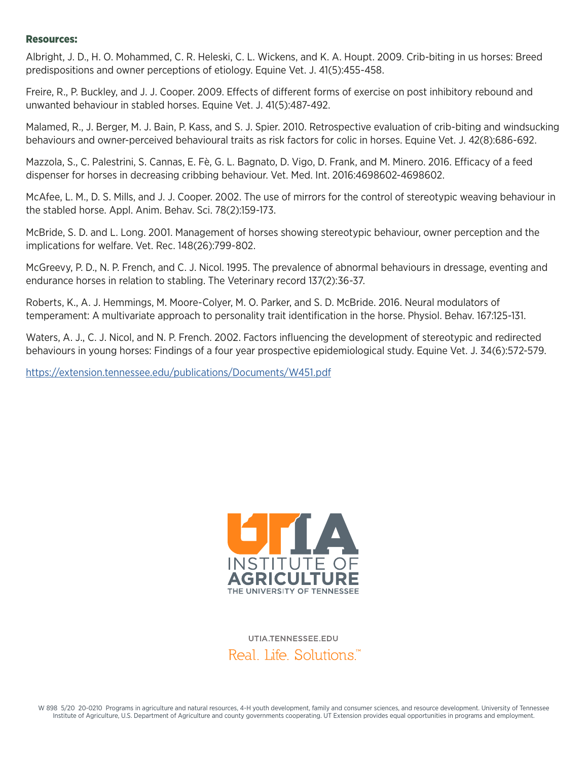### Resources:

Albright, J. D., H. O. Mohammed, C. R. Heleski, C. L. Wickens, and K. A. Houpt. 2009. Crib-biting in us horses: Breed predispositions and owner perceptions of etiology. Equine Vet. J. 41(5):455-458.

Freire, R., P. Buckley, and J. J. Cooper. 2009. Effects of different forms of exercise on post inhibitory rebound and unwanted behaviour in stabled horses. Equine Vet. J. 41(5):487-492.

Malamed, R., J. Berger, M. J. Bain, P. Kass, and S. J. Spier. 2010. Retrospective evaluation of crib-biting and windsucking behaviours and owner-perceived behavioural traits as risk factors for colic in horses. Equine Vet. J. 42(8):686-692.

Mazzola, S., C. Palestrini, S. Cannas, E. Fè, G. L. Bagnato, D. Vigo, D. Frank, and M. Minero. 2016. Efficacy of a feed dispenser for horses in decreasing cribbing behaviour. Vet. Med. Int. 2016:4698602-4698602.

McAfee, L. M., D. S. Mills, and J. J. Cooper. 2002. The use of mirrors for the control of stereotypic weaving behaviour in the stabled horse. Appl. Anim. Behav. Sci. 78(2):159-173.

McBride, S. D. and L. Long. 2001. Management of horses showing stereotypic behaviour, owner perception and the implications for welfare. Vet. Rec. 148(26):799-802.

McGreevy, P. D., N. P. French, and C. J. Nicol. 1995. The prevalence of abnormal behaviours in dressage, eventing and endurance horses in relation to stabling. The Veterinary record 137(2):36-37.

Roberts, K., A. J. Hemmings, M. Moore-Colyer, M. O. Parker, and S. D. McBride. 2016. Neural modulators of temperament: A multivariate approach to personality trait identification in the horse. Physiol. Behav. 167:125-131.

Waters, A. J., C. J. Nicol, and N. P. French. 2002. Factors influencing the development of stereotypic and redirected behaviours in young horses: Findings of a four year prospective epidemiological study. Equine Vet. J. 34(6):572-579.

https://extension.tennessee.edu/publications/Documents/W451.pdf

UTIA INSTITUTE OF AGRICULTURE THE UNIVERSITY OF TENNESSEE

UTIA.TENNESSEE.EDU

Real. Life. Solutions.™

W 898 5/20 20-0210 Programs in agriculture and natural resources, 4-H youth development, family and consumer sciences, and resource development. University of Tennessee Institute of Agriculture, U.S. Department of Agriculture and county governments cooperating. UT Extension provides equal opportunities in programs and employment.